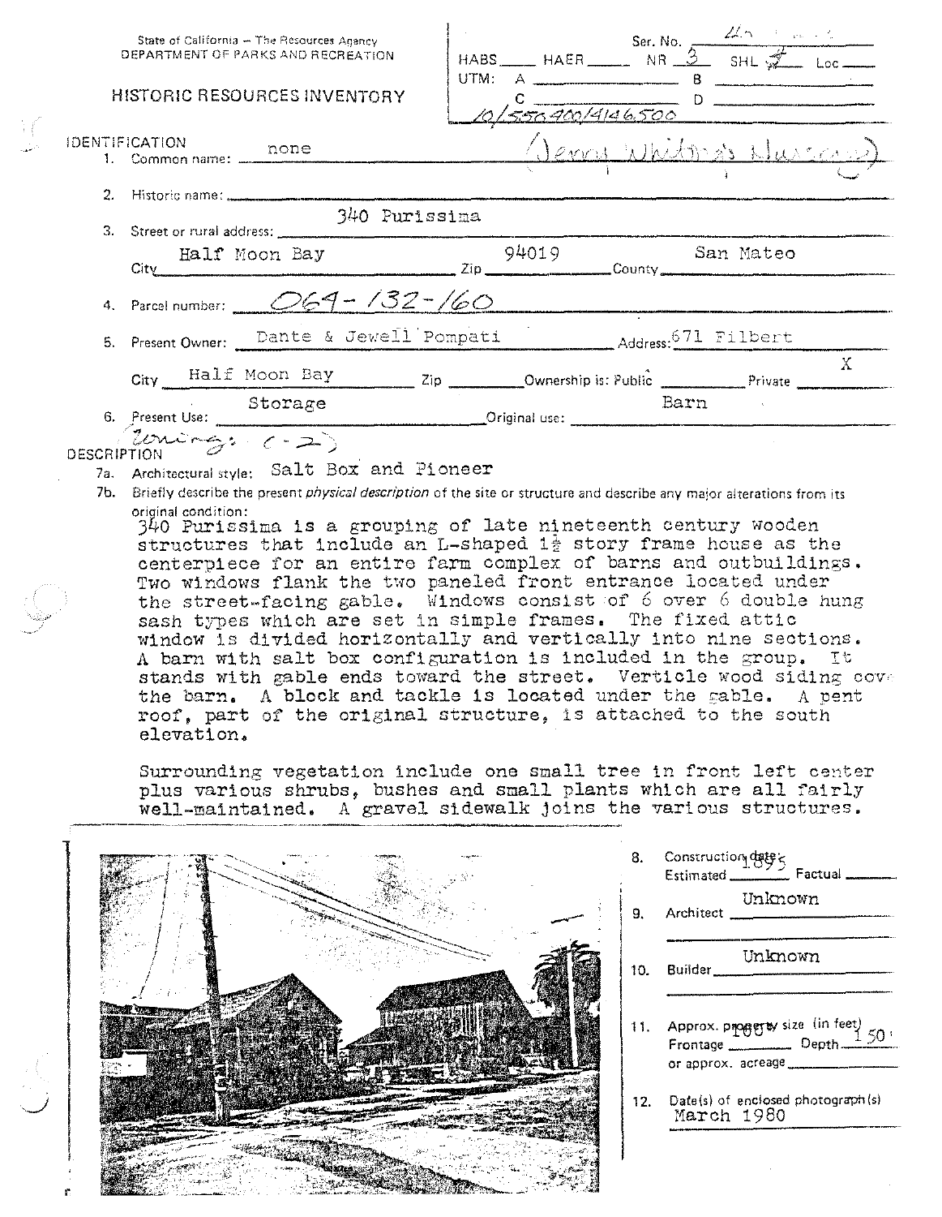State of California – The Resources Agency
DEPARTMENT OF PARKS AND RECREATION

# HISTORIC RESOURCES INVENTORY

Ser. No. ______
HABS ____ HAER ____ NR 3 SHL ____ Loc ____
UTM: A ______ B ______
C ______ D ______
10/550400/4146500

## IDENTIFICATION

1. Common name: none (Jerry Whitney's Nursery)
2. Historic name:
3. Street or rural address: 340 Purissima
   City Half Moon Bay Zip 94019 County San Mateo
4. Parcel number: 064-132-160
5. Present Owner: Dante & Jewell Pompati Address: 671 Filbert
   City Half Moon Bay Zip ____ Ownership is: Public ____ Private X
6. Present Use: Storage Original use: Barn

Zoning: (-2)

## DESCRIPTION

7a. Architectural style: Salt Box and Pioneer

7b. Briefly describe the present *physical description* of the site or structure and describe any major alterations from its original condition:

340 Purissima is a grouping of late nineteenth century wooden structures that include an L-shaped 1½ story frame house as the centerpiece for an entire farm complex of barns and outbuildings. Two windows flank the two paneled front entrance located under the street-facing gable. Windows consist of 6 over 6 double hung sash types which are set in simple frames. The fixed attic window is divided horizontally and vertically into nine sections. A barn with salt box configuration is included in the group. It stands with gable ends toward the street. Verticle wood siding cov the barn. A block and tackle is located under the gable. A pent roof, part of the original structure, is attached to the south elevation.

Surrounding vegetation include one small tree in front left center plus various shrubs, bushes and small plants which are all fairly well-maintained. A gravel sidewalk joins the various structures.

8. Construction date: Estimated 1895 Factual ____
9. Architect Unknown
10. Builder Unknown
11. Approx. property size (in feet) Frontage 100 Depth 150 or approx. acreage ____
12. Date(s) of enclosed photograph(s) March 1980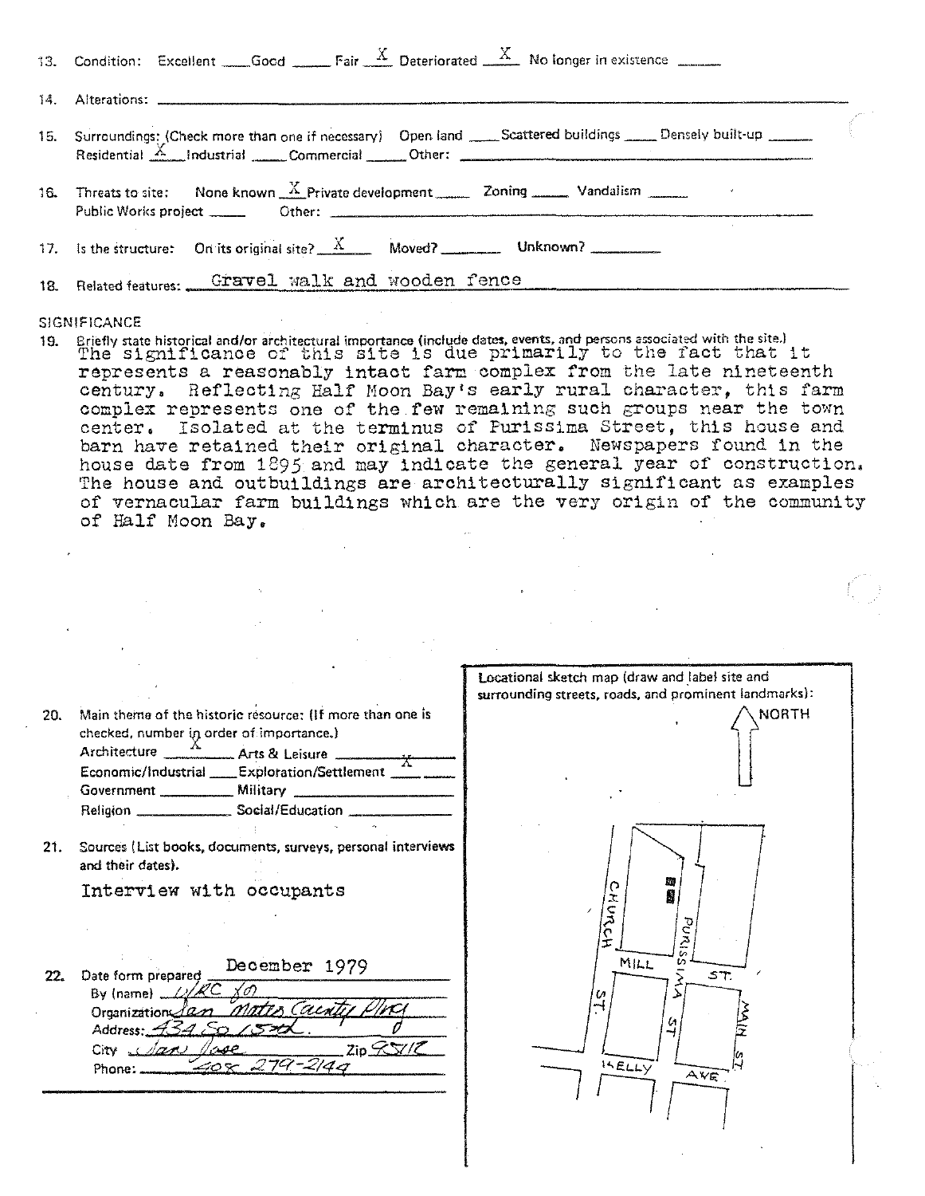13. Condition: Excellent ____ Good ____ Fair X Deteriorated X No longer in existence ____

14. Alterations: ____

15. Surroundings: (Check more than one if necessary) Open land ____ Scattered buildings ____ Densely built-up ____ Residential X Industrial ____ Commercial ____ Other: ____

16. Threats to site: None known X Private development ____ Zoning ____ Vandalism ____ Public Works project ____ Other: ____

17. Is the structure: On its original site? X Moved? ____ Unknown? ____

18. Related features: Gravel walk and wooden fence

## SIGNIFICANCE

19. Briefly state historical and/or architectural importance (include dates, events, and persons associated with the site.)

The significance of this site is due primarily to the fact that it represents a reasonably intact farm complex from the late nineteenth century. Reflecting Half Moon Bay's early rural character, this farm complex represents one of the few remaining such groups near the town center. Isolated at the terminus of Purissima Street, this house and barn have retained their original character. Newspapers found in the house date from 1895 and may indicate the general year of construction. The house and outbuildings are architecturally significant as examples of vernacular farm buildings which are the very origin of the community of Half Moon Bay.

20. Main theme of the historic resource: (If more than one is checked, number in order of importance.)

Architecture X Arts & Leisure ____
Economic/Industrial ____ Exploration/Settlement X
Government ____ Military ____
Religion ____ Social/Education ____

21. Sources (List books, documents, surveys, personal interviews and their dates).

Interview with occupants

22. Date form prepared December 1979
By (name) WRC Ltd
Organization San Mateo County Plng
Address: 434 So 15th
City San Jose Zip 95112
Phone: 408 279-2144

Locational sketch map (draw and label site and surrounding streets, roads, and prominent landmarks):

NORTH

CHURCH ST. — PURISSIMA ST — MAIN ST. — MILL ST. — KELLY AVE.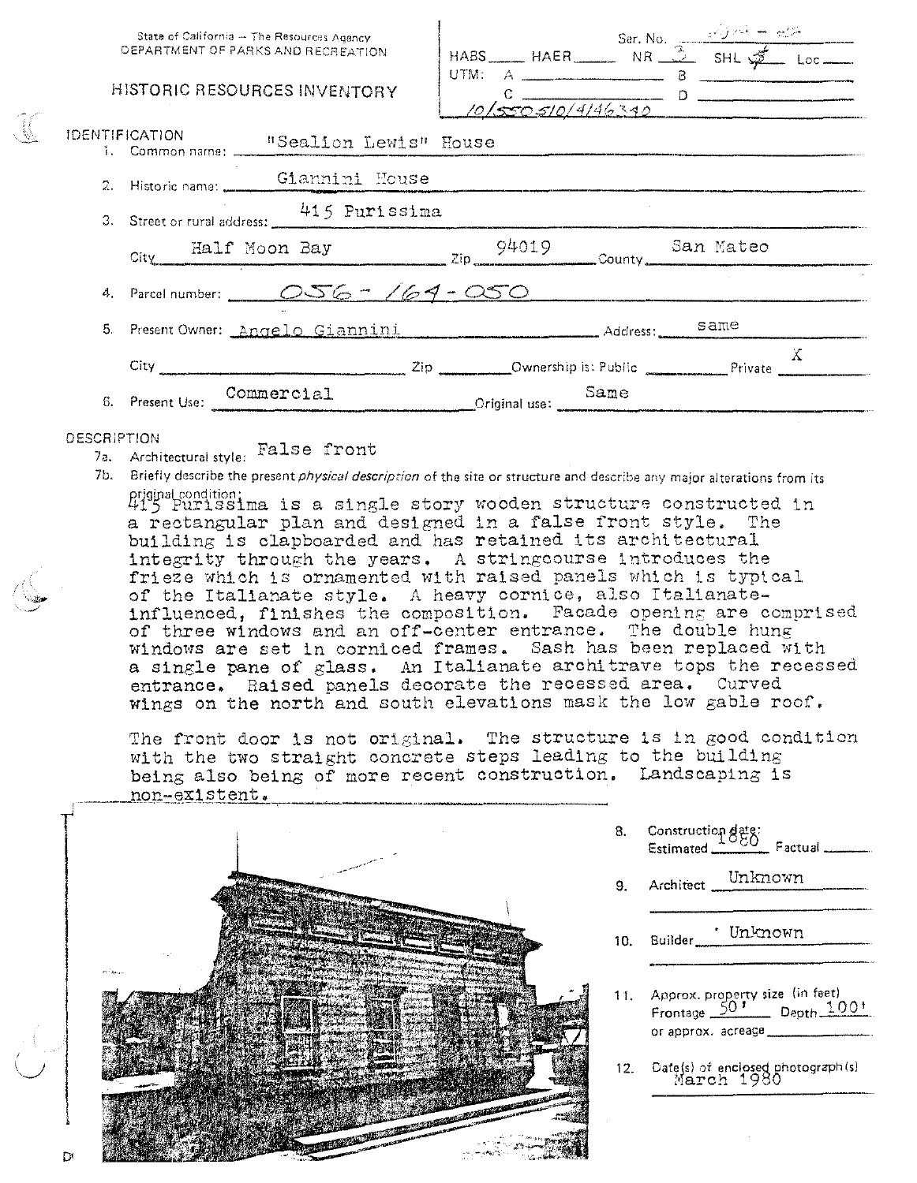State of California — The Resources Agency
DEPARTMENT OF PARKS AND RECREATION

# HISTORIC RESOURCES INVENTORY

Ser. No. ______
HABS ____ HAER ____ NR 3 SHL ____ Loc ____
UTM: A ______ B ______
C ______ D ______
10/550510/4146340

## IDENTIFICATION

1. Common name: "Sealion Lewis" House
2. Historic name: Giannini House
3. Street or rural address: 415 Purissima
   City: Half Moon Bay Zip: 94019 County: San Mateo
4. Parcel number: 056-164-050
5. Present Owner: Angelo Giannini Address: same
   City ______ Zip ______ Ownership is: Public ______ Private X
6. Present Use: Commercial Original use: Same

## DESCRIPTION

7a. Architectural style: False front

7b. Briefly describe the present *physical description* of the site or structure and describe any major alterations from its original condition:

415 Purissima is a single story wooden structure constructed in a rectangular plan and designed in a false front style. The building is clapboarded and has retained its architectural integrity through the years. A stringcourse introduces the frieze which is ornamented with raised panels which is typical of the Italianate style. A heavy cornice, also Italianate-influenced, finishes the composition. Facade opening are comprised of three windows and an off-center entrance. The double hung windows are set in corniced frames. Sash has been replaced with a single pane of glass. An Italianate architrave tops the recessed entrance. Raised panels decorate the recessed area. Curved wings on the north and south elevations mask the low gable roof.

The front door is not original. The structure is in good condition with the two straight concrete steps leading to the building being also being of more recent construction. Landscaping is non-existent.

8. Construction date: Estimated 1880 Factual ______
9. Architect: Unknown
10. Builder: Unknown
11. Approx. property size (in feet) Frontage 50' Depth 100' or approx. acreage ______
12. Date(s) of enclosed photograph(s): March 1980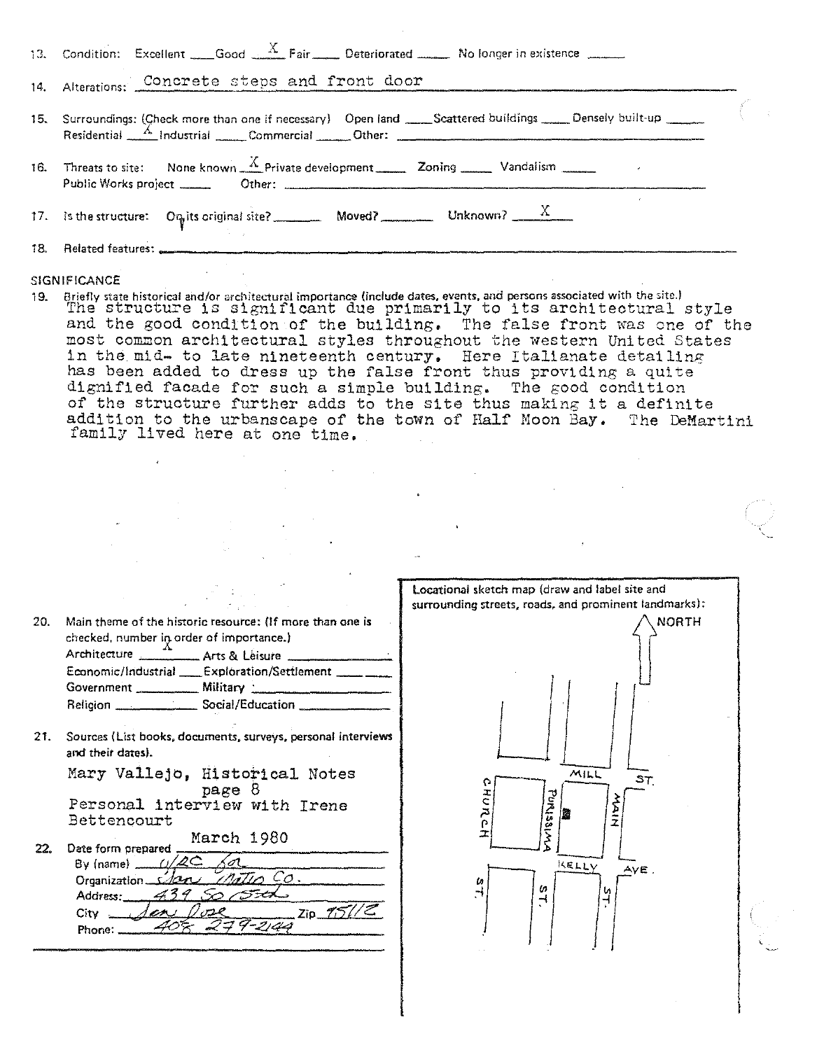13. Condition: Excellent ____ Good __X__ Fair ____ Deteriorated ____ No longer in existence ____

14. Alterations: Concrete steps and front door

15. Surroundings: (Check more than one if necessary) Open land ____ Scattered buildings ____ Densely built-up ____
Residential __X__ Industrial ____ Commercial ____ Other: ____

16. Threats to site: None known __X__ Private development ____ Zoning ____ Vandalism ____
Public Works project ____ Other: ____

17. Is the structure: On its original site? ____ Moved? ____ Unknown? __X__

18. Related features: ____

## SIGNIFICANCE

19. Briefly state historical and/or architectural importance (include dates, events, and persons associated with the site.)

The structure is significant due primarily to its architectural style and the good condition of the building. The false front was one of the most common architectural styles throughout the western United States in the mid- to late nineteenth century. Here Italianate detailing has been added to dress up the false front thus providing a quite dignified facade for such a simple building. The good condition of the structure further adds to the site thus making it a definite addition to the urbanscape of the town of Half Moon Bay. The DeMartini family lived here at one time.

20. Main theme of the historic resource: (If more than one is checked, number in order of importance.)
Architecture __X__ Arts & Leisure ____
Economic/Industrial ____ Exploration/Settlement ____
Government ____ Military ____
Religion ____ Social/Education ____

21. Sources (List books, documents, surveys, personal interviews and their dates).

Mary Vallejo, Historical Notes page 8
Personal interview with Irene Bettencourt

22. Date form prepared March 1980
By (name) URC [illegible]
Organization San Mateo Co.
Address: 439 So 5th
City San Jose Zip 95112
Phone: 408 279-2144

Locational sketch map (draw and label site and surrounding streets, roads, and prominent landmarks):

NORTH

MILL ST.
CHURCH ST.
PURISSIMA ST.
MAIN ST.
KELLY AVE.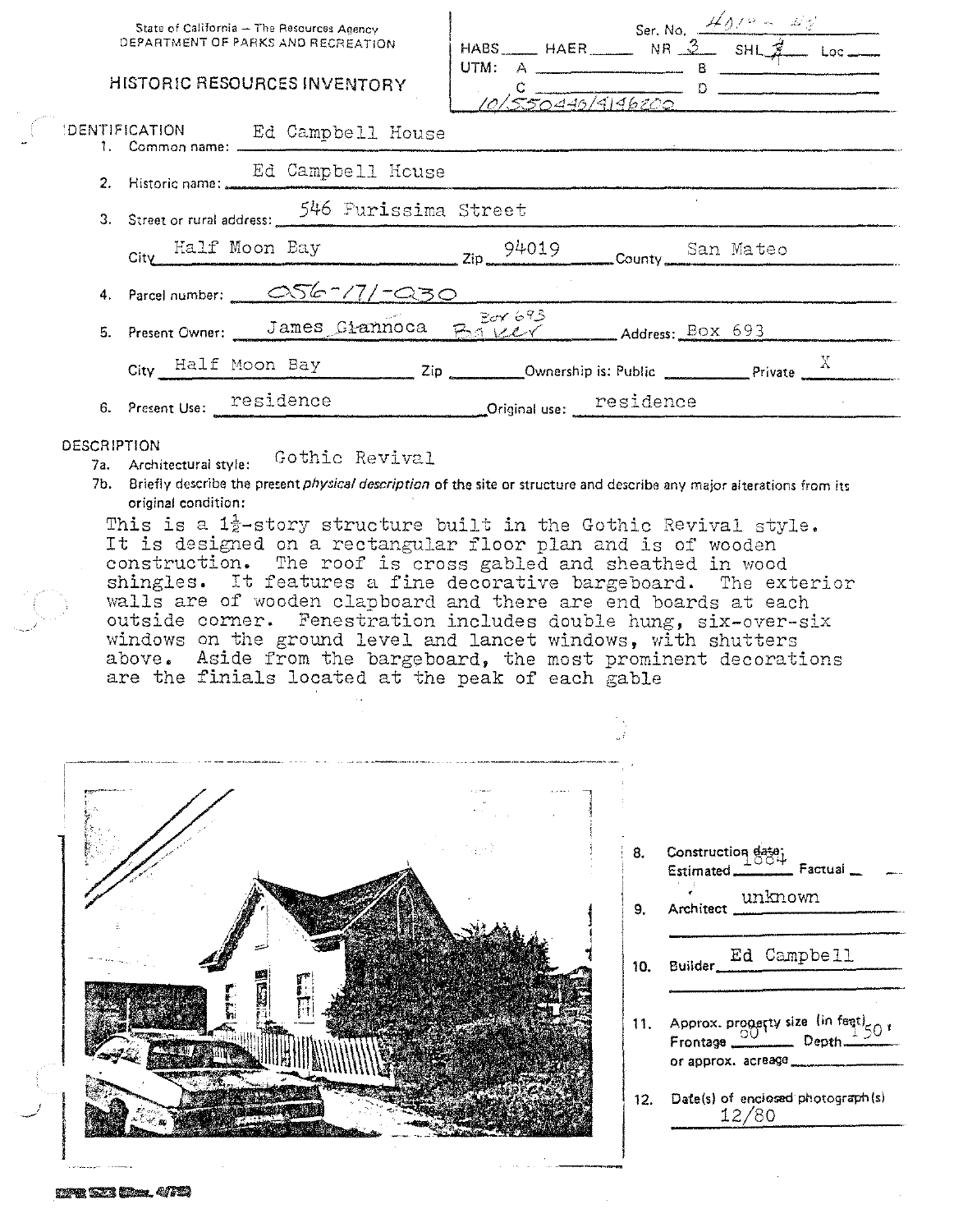State of California – The Resources Agency
DEPARTMENT OF PARKS AND RECREATION

# HISTORIC RESOURCES INVENTORY

Ser. No. 4010-89

HABS ____ HAER ____ NR 3 SHL 3 Loc ____

UTM: A ____ B ____

C ____ D ____

10/550440/4146200

## IDENTIFICATION

1. Common name: Ed Campbell House
2. Historic name: Ed Campbell House
3. Street or rural address: 546 Purissima Street

   City Half Moon Bay Zip 94019 County San Mateo
4. Parcel number: 056-171-030
5. Present Owner: James ~~Giannoca~~ Baker (Box 693) Address: Box 693

   City Half Moon Bay Zip ____ Ownership is: Public ____ Private X
6. Present Use: residence Original use: residence

## DESCRIPTION

7a. Architectural style: Gothic Revival

7b. Briefly describe the present *physical description* of the site or structure and describe any major alterations from its original condition:

This is a 1½-story structure built in the Gothic Revival style. It is designed on a rectangular floor plan and is of wooden construction. The roof is cross gabled and sheathed in wood shingles. It features a fine decorative bargeboard. The exterior walls are of wooden clapboard and there are end boards at each outside corner. Fenestration includes double hung, six-over-six windows on the ground level and lancet windows, with shutters above. Aside from the bargeboard, the most prominent decorations are the finials located at the peak of each gable

8. Construction date: Estimated 1884 Factual ____
9. Architect unknown
10. Builder Ed Campbell
11. Approx. property size (in feet) Frontage 60' Depth 150' or approx. acreage ____
12. Date(s) of enclosed photograph(s) 12/80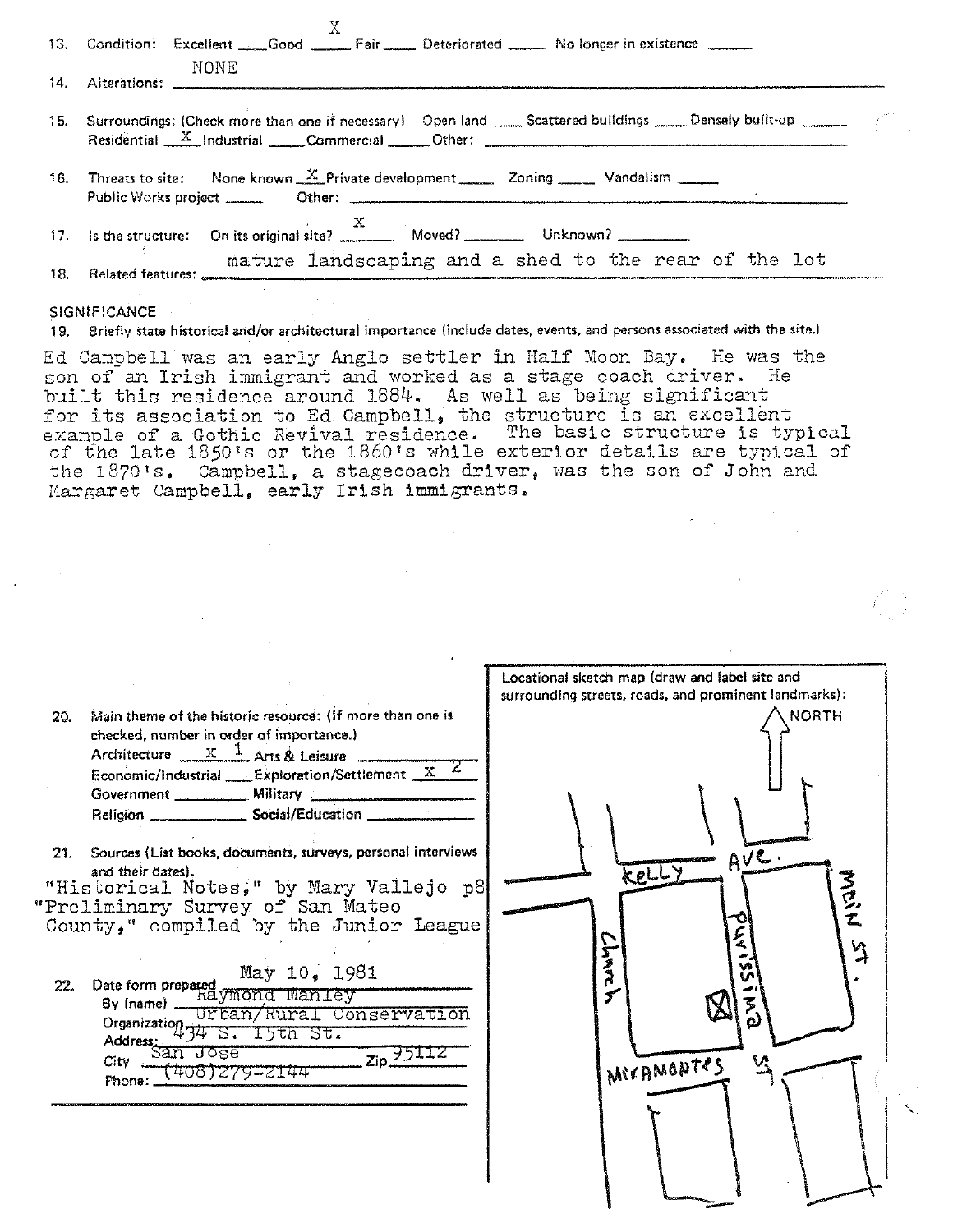13. Condition: Excellent ___ Good X Fair ___ Deteriorated ___ No longer in existence ___

14. Alterations: NONE

15. Surroundings: (Check more than one if necessary) Open land ___ Scattered buildings ___ Densely built-up ___
Residential X Industrial ___ Commercial ___ Other: ___

16. Threats to site: None known X Private development ___ Zoning ___ Vandalism ___
Public Works project ___ Other: ___

17. Is the structure: On its original site? X Moved? ___ Unknown? ___

18. Related features: mature landscaping and a shed to the rear of the lot

## SIGNIFICANCE

19. Briefly state historical and/or architectural importance (include dates, events, and persons associated with the site.)

Ed Campbell was an early Anglo settler in Half Moon Bay. He was the son of an Irish immigrant and worked as a stage coach driver. He built this residence around 1884. As well as being significant for its association to Ed Campbell, the structure is an excellent example of a Gothic Revival residence. The basic structure is typical of the late 1850's or the 1860's while exterior details are typical of the 1870's. Campbell, a stagecoach driver, was the son of John and Margaret Campbell, early Irish immigrants.

20. Main theme of the historic resource: (If more than one is checked, number in order of importance.)
Architecture X 1 Arts & Leisure ___
Economic/Industrial ___ Exploration/Settlement X 2
Government ___ Military ___
Religion ___ Social/Education ___

21. Sources (List books, documents, surveys, personal interviews and their dates).
"Historical Notes," by Mary Vallejo p8
"Preliminary Survey of San Mateo County," compiled by the Junior League

22. Date form prepared May 10, 1981
By (name) Raymond Manley
Organization Urban/Rural Conservation
Address: 434 S. 15th St.
City San Jose Zip 95112
Phone: (408)279-2144

Locational sketch map (draw and label site and surrounding streets, roads, and prominent landmarks):

NORTH

Kelly Ave.
Main St.
Church
Purissima St
Miramontes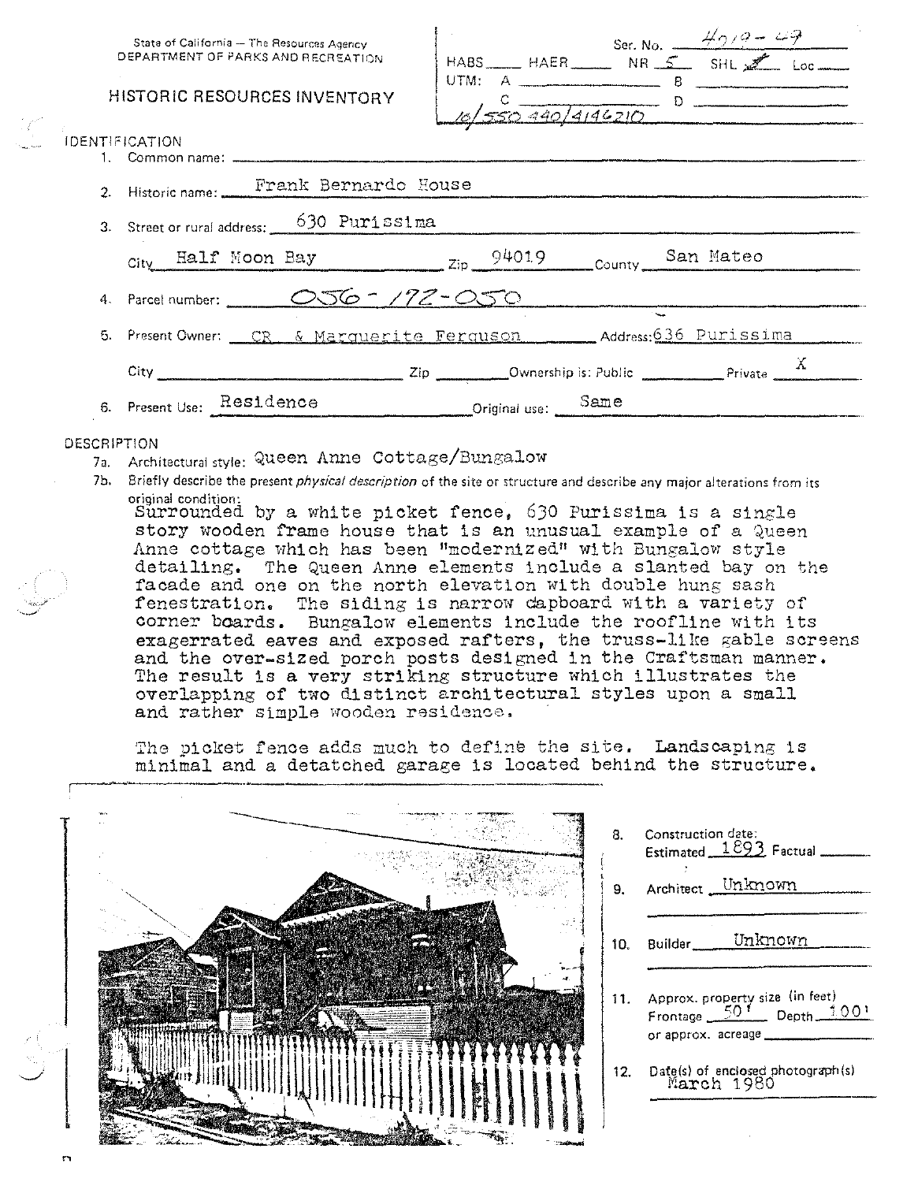State of California — The Resources Agency
DEPARTMENT OF PARKS AND RECREATION

# HISTORIC RESOURCES INVENTORY

Ser. No. 4019-49
HABS ____ HAER ____ NR 5 SHL X Loc ____
UTM: A ____ B ____
C ____ D ____
10/550 440/4146210

## IDENTIFICATION

1. Common name:
2. Historic name: Frank Bernardo House
3. Street or rural address: 630 Purissima
   City Half Moon Bay Zip 94019 County San Mateo
4. Parcel number: 056-172-050
5. Present Owner: CR & Marguerite Ferguson Address: 636 Purissima
   City ____ Zip ____ Ownership is: Public ____ Private X
6. Present Use: Residence Original use: Same

## DESCRIPTION

7a. Architectural style: Queen Anne Cottage/Bungalow

7b. Briefly describe the present *physical description* of the site or structure and describe any major alterations from its original condition:

Surrounded by a white picket fence, 630 Purissima is a single story wooden frame house that is an unusual example of a Queen Anne cottage which has been "modernized" with Bungalow style detailing. The Queen Anne elements include a slanted bay on the facade and one on the north elevation with double hung sash fenestration. The siding is narrow clapboard with a variety of corner boards. Bungalow elements include the roofline with its exagerrated eaves and exposed rafters, the truss-like gable screens and the over-sized porch posts designed in the Craftsman manner. The result is a very striking structure which illustrates the overlapping of two distinct architectural styles upon a small and rather simple wooden residence.

The picket fence adds much to define the site. Landscaping is minimal and a detatched garage is located behind the structure.

8. Construction date:
   Estimated 1893 Factual ____
9. Architect Unknown
10. Builder Unknown
11. Approx. property size (in feet)
    Frontage 50' Depth 100'
    or approx. acreage ____
12. Date(s) of enclosed photograph(s)
    March 1980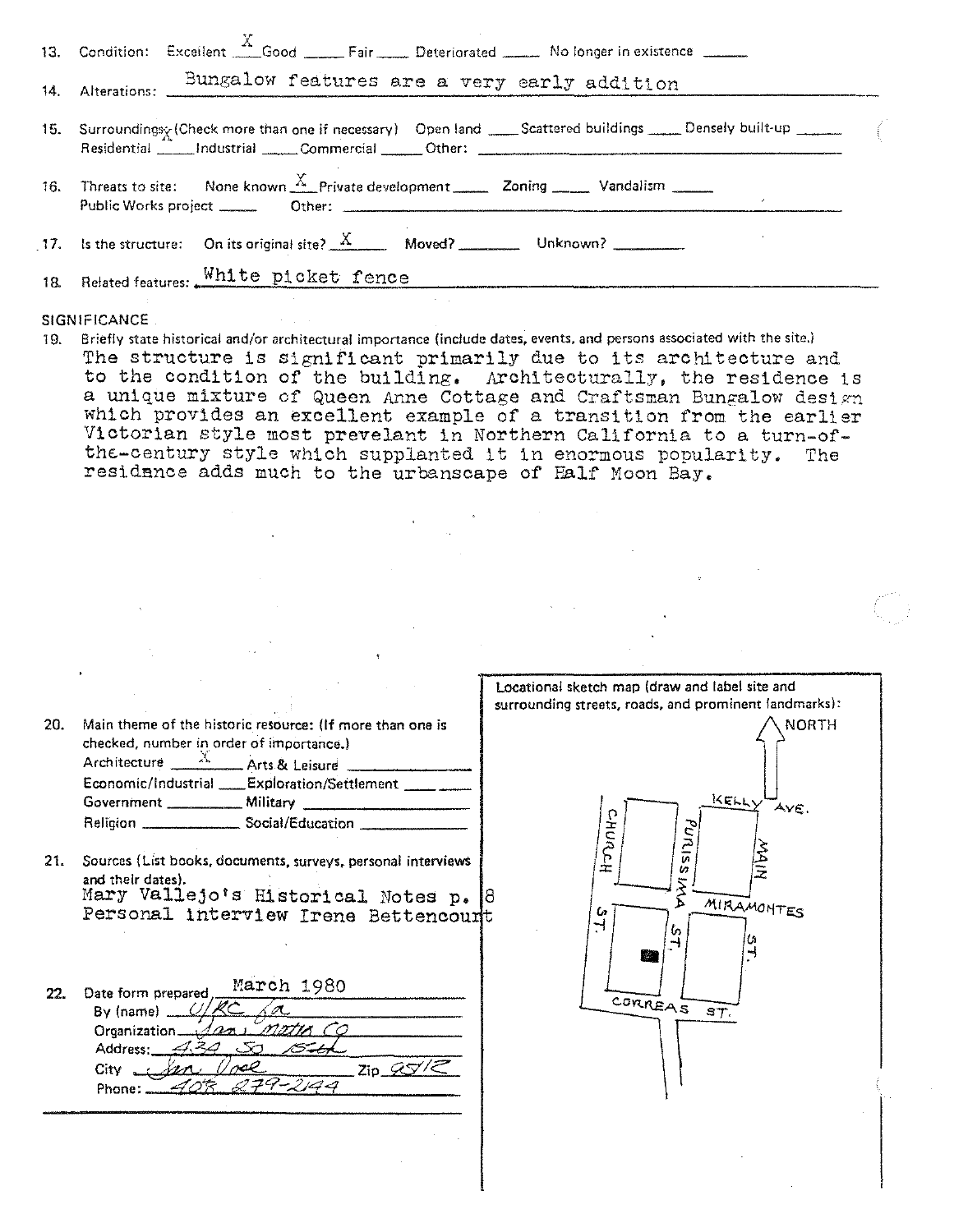13. Condition: Excellent X Good _____ Fair _____ Deteriorated _____ No longer in existence _____

14. Alterations: Bungalow features are a very early addition

15. Surroundings: X (Check more than one if necessary) Open land _____ Scattered buildings _____ Densely built-up _____ Residential _____ Industrial _____ Commercial _____ Other: _____

16. Threats to site: None known X Private development _____ Zoning _____ Vandalism _____ Public Works project _____ Other: _____

17. Is the structure: On its original site? X Moved? _____ Unknown? _____

18. Related features: White picket fence

SIGNIFICANCE

19. Briefly state historical and/or architectural importance (include dates, events, and persons associated with the site.)

The structure is significant primarily due to its architecture and to the condition of the building. Architecturally, the residence is a unique mixture of Queen Anne Cottage and Craftsman Bungalow design which provides an excellent example of a transition from the earlier Victorian style most prevelant in Northern California to a turn-of-the-century style which supplanted it in enormous popularity. The residance adds much to the urbanscape of Half Moon Bay.

20. Main theme of the historic resource: (If more than one is checked, number in order of importance.)
Architecture X Arts & Leisure _____
Economic/Industrial _____ Exploration/Settlement _____
Government _____ Military _____
Religion _____ Social/Education _____

21. Sources (List books, documents, surveys, personal interviews and their dates).
Mary Vallejo's Historical Notes p. 8
Personal interview Irene Bettencourt

22. Date form prepared March 1980
By (name) URC fa
Organization San Mateo Co
Address: 434 So 15th
City San Jose Zip 9512
Phone: 408 279-2144

Locational sketch map (draw and label site and surrounding streets, roads, and prominent landmarks):

NORTH

KELLY AVE.
CHURCH ST.
PURISSIMA ST.
MAIN ST.
MIRAMONTES
CORREAS ST.